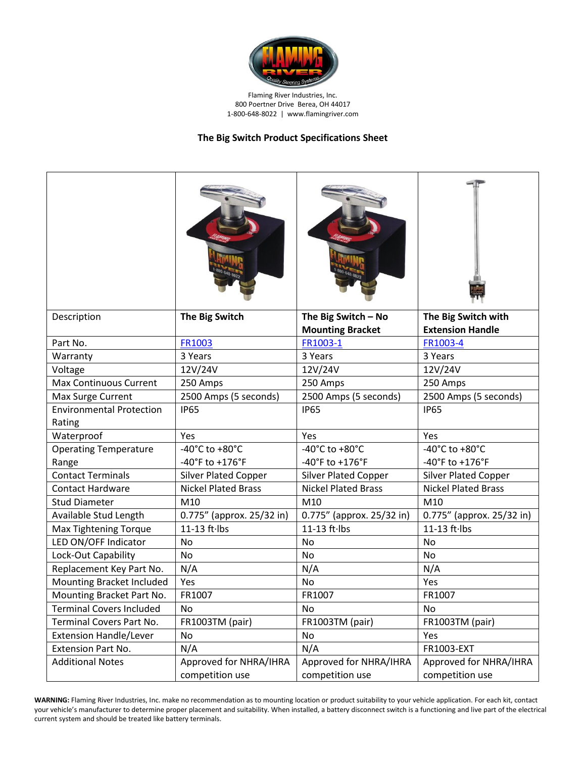Flaming River Industries, Inc.
800 Poertner Drive Berea, OH 44017
1-800-648-8022 | www.flamingriver.com

## The Big Switch Product Specifications Sheet

| | | | |
|---|---|---|---|
| Description | **The Big Switch** | **The Big Switch – No Mounting Bracket** | **The Big Switch with Extension Handle** |
| Part No. | FR1003 | FR1003-1 | FR1003-4 |
| Warranty | 3 Years | 3 Years | 3 Years |
| Voltage | 12V/24V | 12V/24V | 12V/24V |
| Max Continuous Current | 250 Amps | 250 Amps | 250 Amps |
| Max Surge Current | 2500 Amps (5 seconds) | 2500 Amps (5 seconds) | 2500 Amps (5 seconds) |
| Environmental Protection Rating | IP65 | IP65 | IP65 |
| Waterproof | Yes | Yes | Yes |
| Operating Temperature Range | -40°C to +80°C<br>-40°F to +176°F | -40°C to +80°C<br>-40°F to +176°F | -40°C to +80°C<br>-40°F to +176°F |
| Contact Terminals | Silver Plated Copper | Silver Plated Copper | Silver Plated Copper |
| Contact Hardware | Nickel Plated Brass | Nickel Plated Brass | Nickel Plated Brass |
| Stud Diameter | M10 | M10 | M10 |
| Available Stud Length | 0.775" (approx. 25/32 in) | 0.775" (approx. 25/32 in) | 0.775" (approx. 25/32 in) |
| Max Tightening Torque | 11-13 ft·lbs | 11-13 ft·lbs | 11-13 ft·lbs |
| LED ON/OFF Indicator | No | No | No |
| Lock-Out Capability | No | No | No |
| Replacement Key Part No. | N/A | N/A | N/A |
| Mounting Bracket Included | Yes | No | Yes |
| Mounting Bracket Part No. | FR1007 | FR1007 | FR1007 |
| Terminal Covers Included | No | No | No |
| Terminal Covers Part No. | FR1003TM (pair) | FR1003TM (pair) | FR1003TM (pair) |
| Extension Handle/Lever | No | No | Yes |
| Extension Part No. | N/A | N/A | FR1003-EXT |
| Additional Notes | Approved for NHRA/IHRA competition use | Approved for NHRA/IHRA competition use | Approved for NHRA/IHRA competition use |

**WARNING:** Flaming River Industries, Inc. make no recommendation as to mounting location or product suitability to your vehicle application. For each kit, contact your vehicle's manufacturer to determine proper placement and suitability. When installed, a battery disconnect switch is a functioning and live part of the electrical current system and should be treated like battery terminals.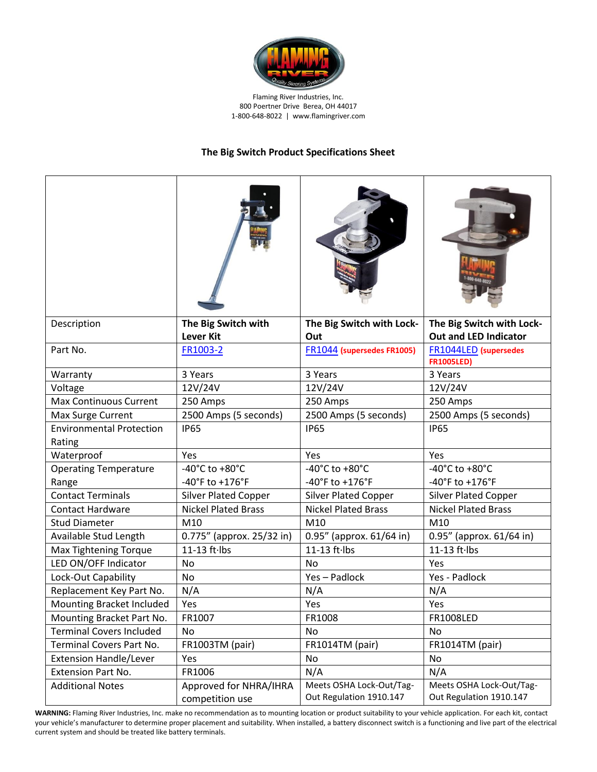Flaming River Industries, Inc.
800 Poertner Drive Berea, OH 44017
1-800-648-8022 | www.flamingriver.com

## The Big Switch Product Specifications Sheet

| | | | |
|---|---|---|---|
| Description | **The Big Switch with Lever Kit** | **The Big Switch with Lock-Out** | **The Big Switch with Lock-Out and LED Indicator** |
| Part No. | FR1003-2 | FR1044 **(supersedes FR1005)** | FR1044LED **(supersedes FR1005LED)** |
| Warranty | 3 Years | 3 Years | 3 Years |
| Voltage | 12V/24V | 12V/24V | 12V/24V |
| Max Continuous Current | 250 Amps | 250 Amps | 250 Amps |
| Max Surge Current | 2500 Amps (5 seconds) | 2500 Amps (5 seconds) | 2500 Amps (5 seconds) |
| Environmental Protection Rating | IP65 | IP65 | IP65 |
| Waterproof | Yes | Yes | Yes |
| Operating Temperature Range | -40°C to +80°C<br>-40°F to +176°F | -40°C to +80°C<br>-40°F to +176°F | -40°C to +80°C<br>-40°F to +176°F |
| Contact Terminals | Silver Plated Copper | Silver Plated Copper | Silver Plated Copper |
| Contact Hardware | Nickel Plated Brass | Nickel Plated Brass | Nickel Plated Brass |
| Stud Diameter | M10 | M10 | M10 |
| Available Stud Length | 0.775" (approx. 25/32 in) | 0.95" (approx. 61/64 in) | 0.95" (approx. 61/64 in) |
| Max Tightening Torque | 11-13 ft·lbs | 11-13 ft·lbs | 11-13 ft·lbs |
| LED ON/OFF Indicator | No | No | Yes |
| Lock-Out Capability | No | Yes – Padlock | Yes - Padlock |
| Replacement Key Part No. | N/A | N/A | N/A |
| Mounting Bracket Included | Yes | Yes | Yes |
| Mounting Bracket Part No. | FR1007 | FR1008 | FR1008LED |
| Terminal Covers Included | No | No | No |
| Terminal Covers Part No. | FR1003TM (pair) | FR1014TM (pair) | FR1014TM (pair) |
| Extension Handle/Lever | Yes | No | No |
| Extension Part No. | FR1006 | N/A | N/A |
| Additional Notes | Approved for NHRA/IHRA competition use | Meets OSHA Lock-Out/Tag-Out Regulation 1910.147 | Meets OSHA Lock-Out/Tag-Out Regulation 1910.147 |

**WARNING:** Flaming River Industries, Inc. make no recommendation as to mounting location or product suitability to your vehicle application. For each kit, contact your vehicle's manufacturer to determine proper placement and suitability. When installed, a battery disconnect switch is a functioning and live part of the electrical current system and should be treated like battery terminals.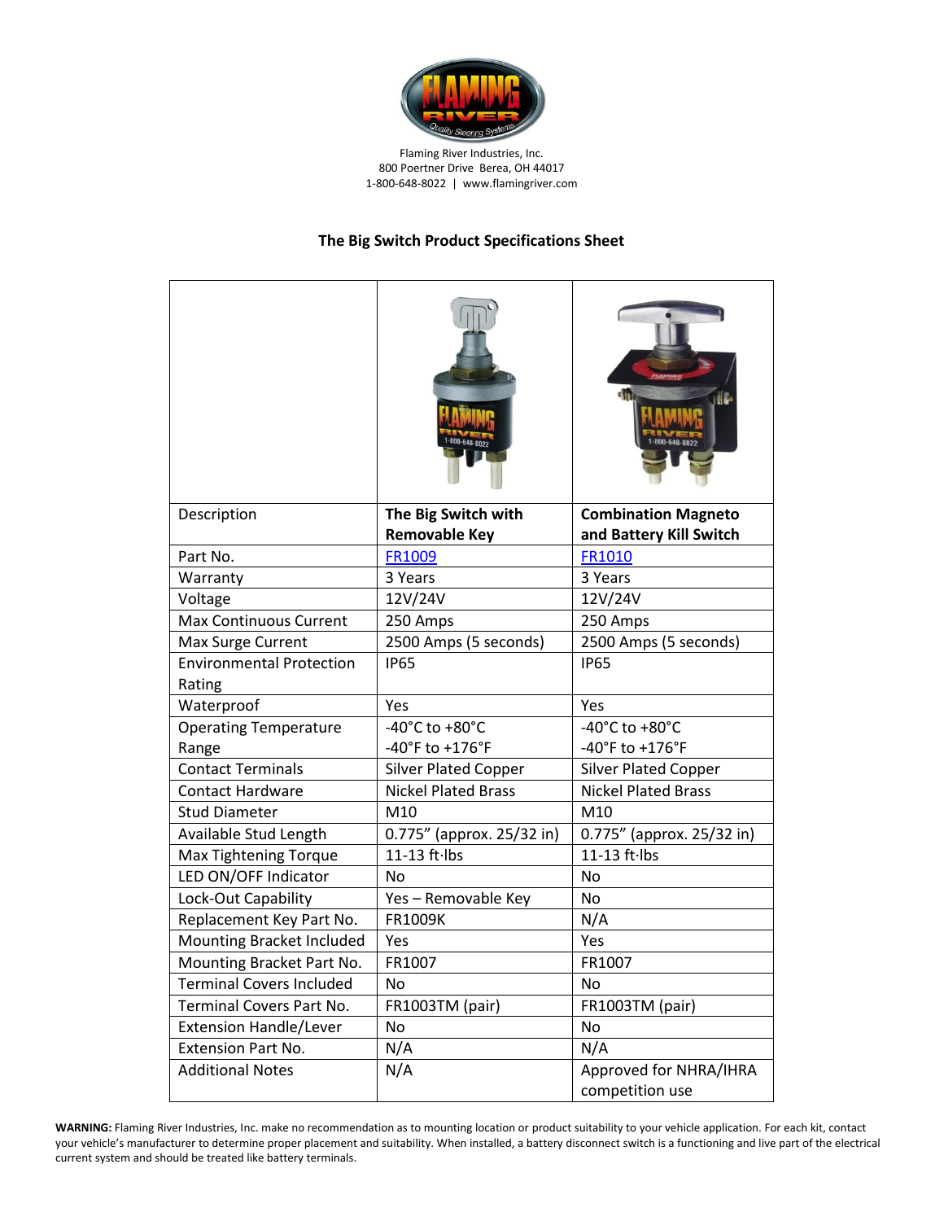Flaming River Industries, Inc.
800 Poertner Drive Berea, OH 44017
1-800-648-8022 | www.flamingriver.com

## The Big Switch Product Specifications Sheet

| | | |
|---|---|---|
| Description | **The Big Switch with Removable Key** | **Combination Magneto and Battery Kill Switch** |
| Part No. | FR1009 | FR1010 |
| Warranty | 3 Years | 3 Years |
| Voltage | 12V/24V | 12V/24V |
| Max Continuous Current | 250 Amps | 250 Amps |
| Max Surge Current | 2500 Amps (5 seconds) | 2500 Amps (5 seconds) |
| Environmental Protection Rating | IP65 | IP65 |
| Waterproof | Yes | Yes |
| Operating Temperature Range | -40°C to +80°C<br>-40°F to +176°F | -40°C to +80°C<br>-40°F to +176°F |
| Contact Terminals | Silver Plated Copper | Silver Plated Copper |
| Contact Hardware | Nickel Plated Brass | Nickel Plated Brass |
| Stud Diameter | M10 | M10 |
| Available Stud Length | 0.775" (approx. 25/32 in) | 0.775" (approx. 25/32 in) |
| Max Tightening Torque | 11-13 ft·lbs | 11-13 ft·lbs |
| LED ON/OFF Indicator | No | No |
| Lock-Out Capability | Yes – Removable Key | No |
| Replacement Key Part No. | FR1009K | N/A |
| Mounting Bracket Included | Yes | Yes |
| Mounting Bracket Part No. | FR1007 | FR1007 |
| Terminal Covers Included | No | No |
| Terminal Covers Part No. | FR1003TM (pair) | FR1003TM (pair) |
| Extension Handle/Lever | No | No |
| Extension Part No. | N/A | N/A |
| Additional Notes | N/A | Approved for NHRA/IHRA competition use |

**WARNING:** Flaming River Industries, Inc. make no recommendation as to mounting location or product suitability to your vehicle application. For each kit, contact your vehicle's manufacturer to determine proper placement and suitability. When installed, a battery disconnect switch is a functioning and live part of the electrical current system and should be treated like battery terminals.